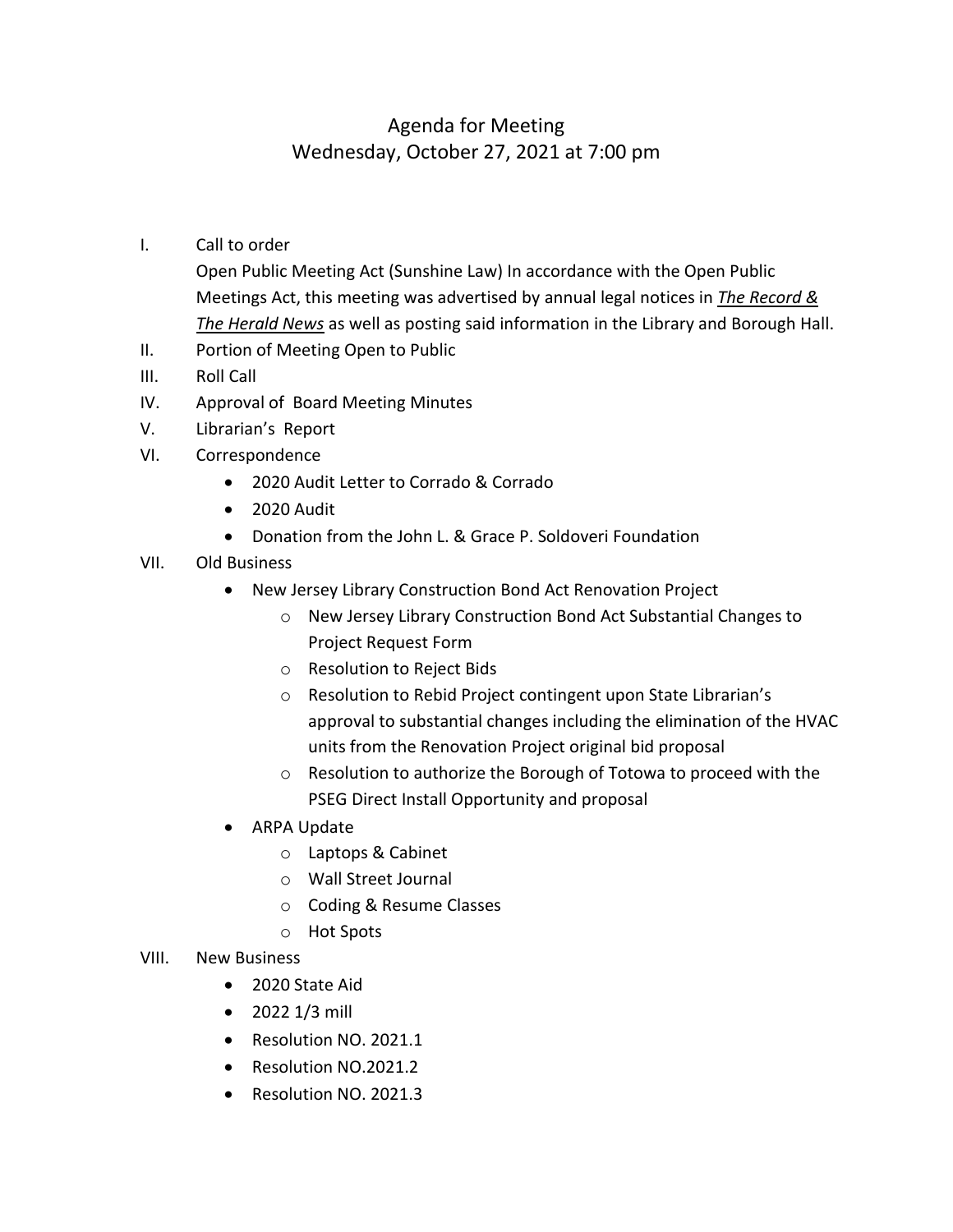# Agenda for Meeting
## Wednesday, October 27, 2021 at 7:00 pm

I. Call to order

Open Public Meeting Act (Sunshine Law) In accordance with the Open Public Meetings Act, this meeting was advertised by annual legal notices in ***The Record & The Herald News*** as well as posting said information in the Library and Borough Hall.

II. Portion of Meeting Open to Public

III. Roll Call

IV. Approval of Board Meeting Minutes

V. Librarian's Report

VI. Correspondence

- 2020 Audit Letter to Corrado & Corrado
- 2020 Audit
- Donation from the John L. & Grace P. Soldoveri Foundation

VII. Old Business

- New Jersey Library Construction Bond Act Renovation Project
  - New Jersey Library Construction Bond Act Substantial Changes to Project Request Form
  - Resolution to Reject Bids
  - Resolution to Rebid Project contingent upon State Librarian's approval to substantial changes including the elimination of the HVAC units from the Renovation Project original bid proposal
  - Resolution to authorize the Borough of Totowa to proceed with the PSEG Direct Install Opportunity and proposal
- ARPA Update
  - Laptops & Cabinet
  - Wall Street Journal
  - Coding & Resume Classes
  - Hot Spots

VIII. New Business

- 2020 State Aid
- 2022 1/3 mill
- Resolution NO. 2021.1
- Resolution NO.2021.2
- Resolution NO. 2021.3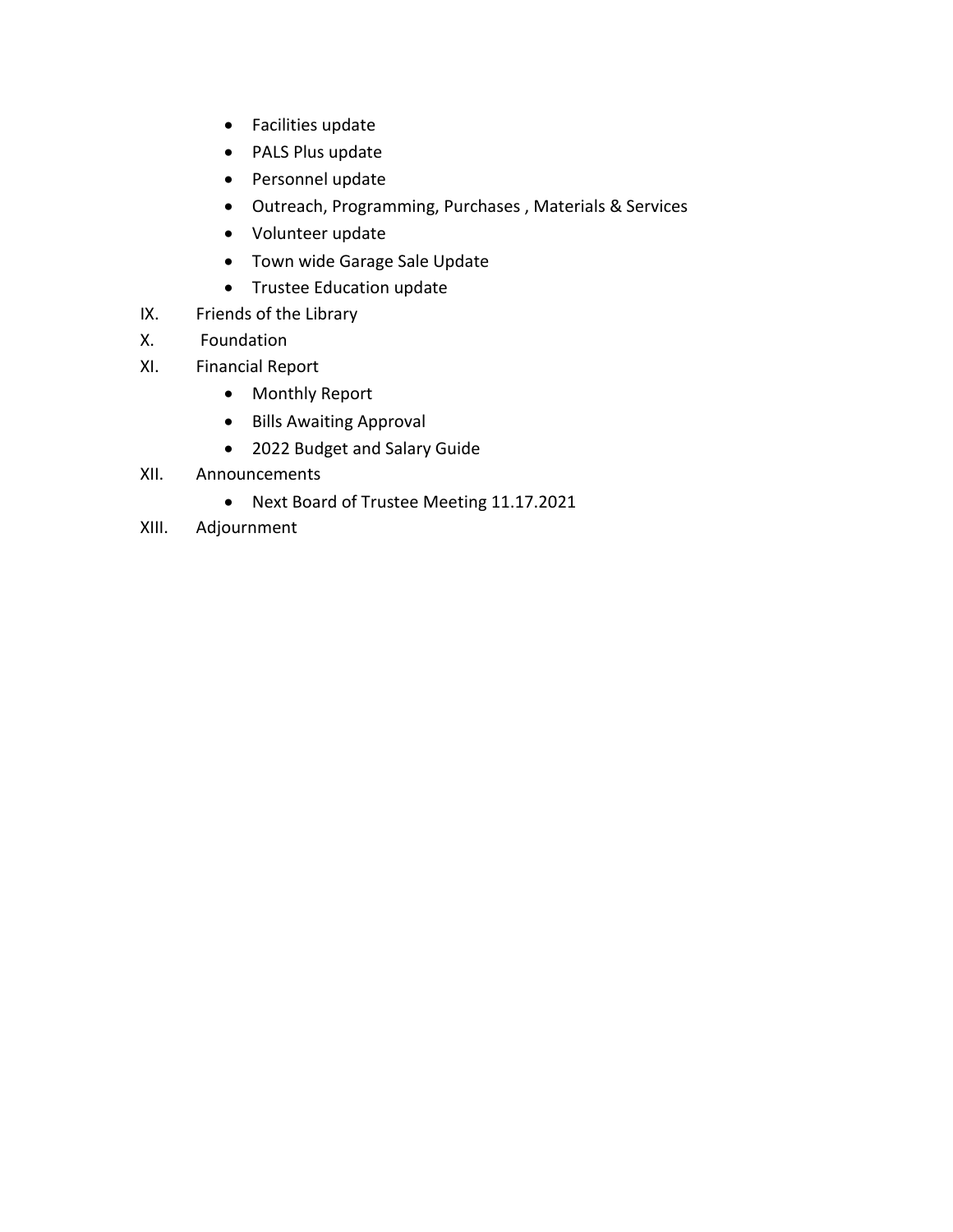- Facilities update
- PALS Plus update
- Personnel update
- Outreach, Programming, Purchases , Materials & Services
- Volunteer update
- Town wide Garage Sale Update
- Trustee Education update

IX. Friends of the Library

X. Foundation

XI. Financial Report

- Monthly Report
- Bills Awaiting Approval
- 2022 Budget and Salary Guide

XII. Announcements

- Next Board of Trustee Meeting 11.17.2021

XIII. Adjournment